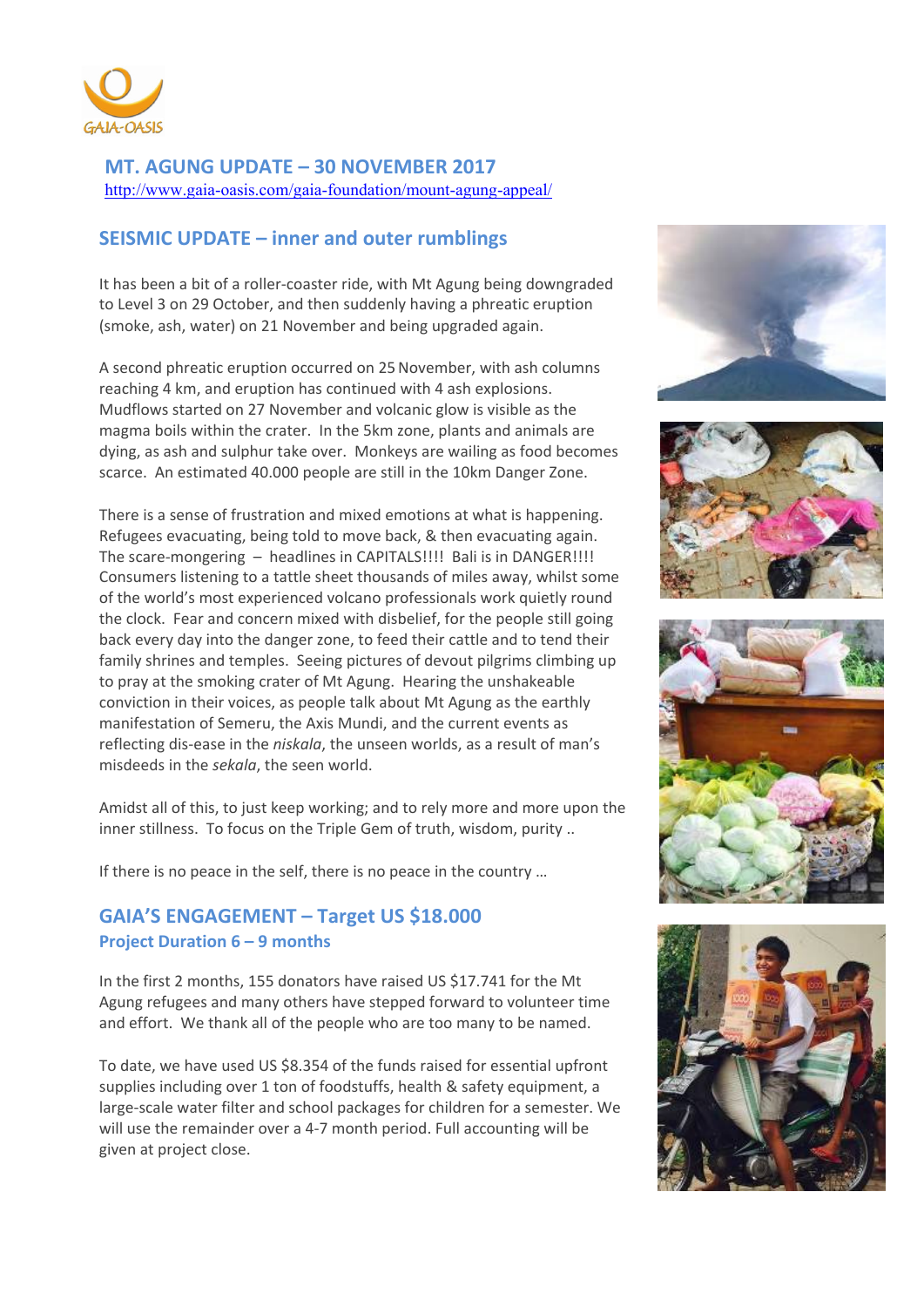GAIA-OASIS

## MT. AGUNG UPDATE – 30 NOVEMBER 2017

http://www.gaia-oasis.com/gaia-foundation/mount-agung-appeal/

## SEISMIC UPDATE – inner and outer rumblings

It has been a bit of a roller-coaster ride, with Mt Agung being downgraded to Level 3 on 29 October, and then suddenly having a phreatic eruption (smoke, ash, water) on 21 November and being upgraded again.

A second phreatic eruption occurred on 25 November, with ash columns reaching 4 km, and eruption has continued with 4 ash explosions. Mudflows started on 27 November and volcanic glow is visible as the magma boils within the crater. In the 5km zone, plants and animals are dying, as ash and sulphur take over. Monkeys are wailing as food becomes scarce. An estimated 40.000 people are still in the 10km Danger Zone.

There is a sense of frustration and mixed emotions at what is happening. Refugees evacuating, being told to move back, & then evacuating again. The scare-mongering – headlines in CAPITALS!!!! Bali is in DANGER!!!! Consumers listening to a tattle sheet thousands of miles away, whilst some of the world's most experienced volcano professionals work quietly round the clock. Fear and concern mixed with disbelief, for the people still going back every day into the danger zone, to feed their cattle and to tend their family shrines and temples. Seeing pictures of devout pilgrims climbing up to pray at the smoking crater of Mt Agung. Hearing the unshakeable conviction in their voices, as people talk about Mt Agung as the earthly manifestation of Semeru, the Axis Mundi, and the current events as reflecting dis-ease in the *niskala*, the unseen worlds, as a result of man's misdeeds in the *sekala*, the seen world.

Amidst all of this, to just keep working; and to rely more and more upon the inner stillness. To focus on the Triple Gem of truth, wisdom, purity ..

If there is no peace in the self, there is no peace in the country …

## GAIA'S ENGAGEMENT – Target US $18.000

### Project Duration 6 – 9 months

In the first 2 months, 155 donators have raised US $17.741 for the Mt Agung refugees and many others have stepped forward to volunteer time and effort. We thank all of the people who are too many to be named.

To date, we have used US $8.354 of the funds raised for essential upfront supplies including over 1 ton of foodstuffs, health & safety equipment, a large-scale water filter and school packages for children for a semester. We will use the remainder over a 4-7 month period. Full accounting will be given at project close.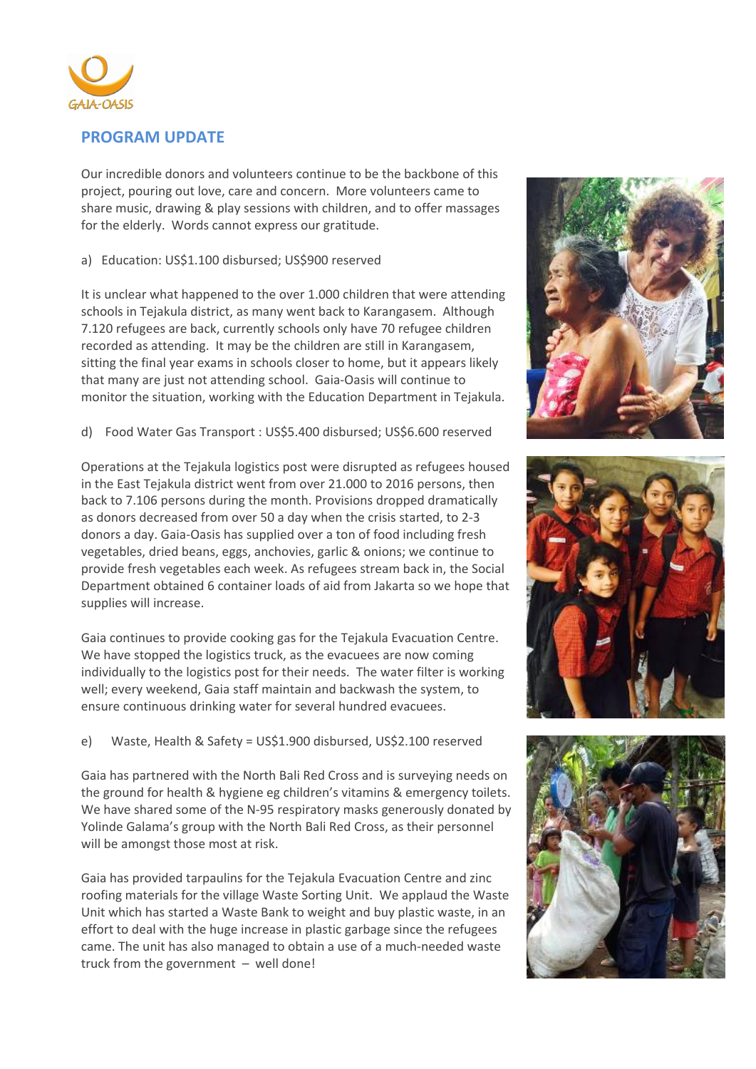GAIA-OASIS

## PROGRAM UPDATE

Our incredible donors and volunteers continue to be the backbone of this project, pouring out love, care and concern. More volunteers came to share music, drawing & play sessions with children, and to offer massages for the elderly. Words cannot express our gratitude.

a) Education: US$1.100 disbursed; US$900 reserved

It is unclear what happened to the over 1.000 children that were attending schools in Tejakula district, as many went back to Karangasem. Although 7.120 refugees are back, currently schools only have 70 refugee children recorded as attending. It may be the children are still in Karangasem, sitting the final year exams in schools closer to home, but it appears likely that many are just not attending school. Gaia-Oasis will continue to monitor the situation, working with the Education Department in Tejakula.

d) Food Water Gas Transport : US$5.400 disbursed; US$6.600 reserved

Operations at the Tejakula logistics post were disrupted as refugees housed in the East Tejakula district went from over 21.000 to 2016 persons, then back to 7.106 persons during the month. Provisions dropped dramatically as donors decreased from over 50 a day when the crisis started, to 2-3 donors a day. Gaia-Oasis has supplied over a ton of food including fresh vegetables, dried beans, eggs, anchovies, garlic & onions; we continue to provide fresh vegetables each week. As refugees stream back in, the Social Department obtained 6 container loads of aid from Jakarta so we hope that supplies will increase.

Gaia continues to provide cooking gas for the Tejakula Evacuation Centre. We have stopped the logistics truck, as the evacuees are now coming individually to the logistics post for their needs. The water filter is working well; every weekend, Gaia staff maintain and backwash the system, to ensure continuous drinking water for several hundred evacuees.

e) Waste, Health & Safety = US$1.900 disbursed, US$2.100 reserved

Gaia has partnered with the North Bali Red Cross and is surveying needs on the ground for health & hygiene eg children's vitamins & emergency toilets. We have shared some of the N-95 respiratory masks generously donated by Yolinde Galama's group with the North Bali Red Cross, as their personnel will be amongst those most at risk.

Gaia has provided tarpaulins for the Tejakula Evacuation Centre and zinc roofing materials for the village Waste Sorting Unit. We applaud the Waste Unit which has started a Waste Bank to weight and buy plastic waste, in an effort to deal with the huge increase in plastic garbage since the refugees came. The unit has also managed to obtain a use of a much-needed waste truck from the government – well done!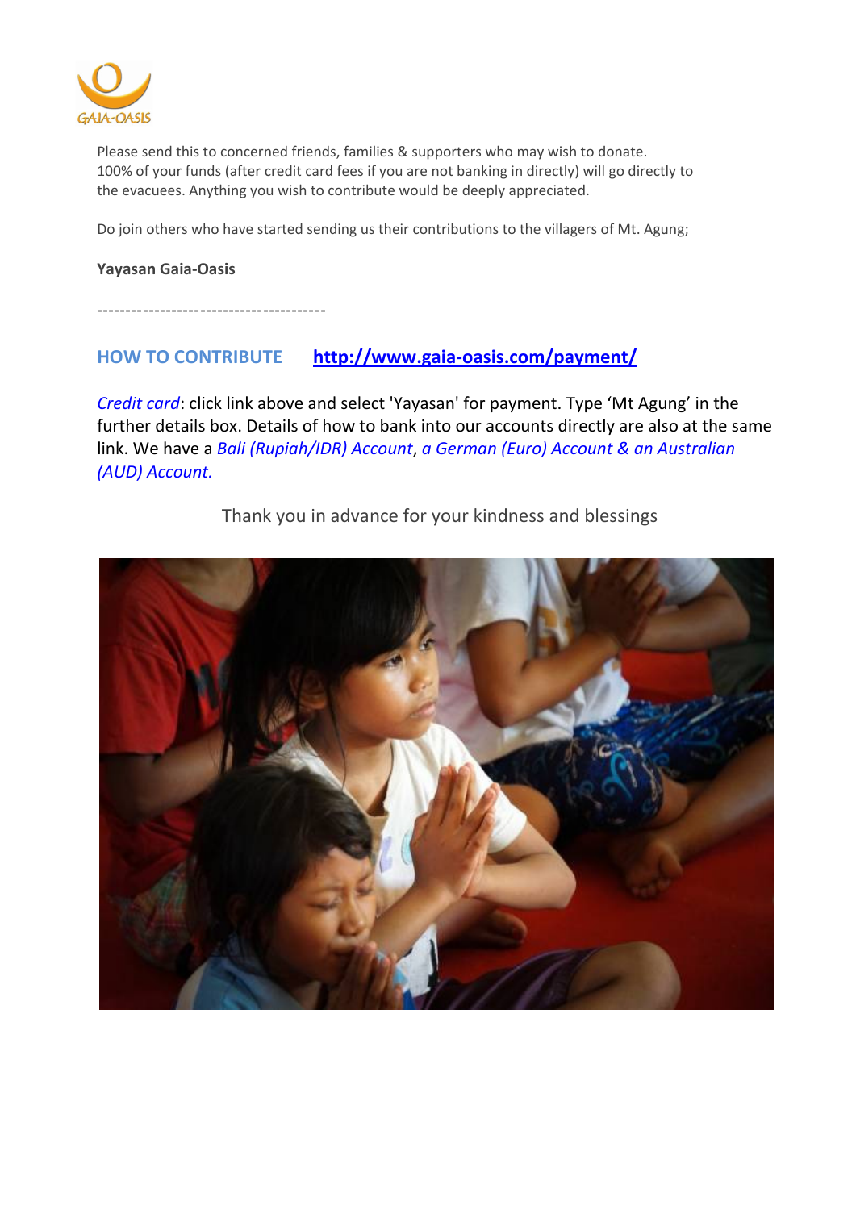GAIA-OASIS

Please send this to concerned friends, families & supporters who may wish to donate.
100% of your funds (after credit card fees if you are not banking in directly) will go directly to the evacuees. Anything you wish to contribute would be deeply appreciated.

Do join others who have started sending us their contributions to the villagers of Mt. Agung;

**Yayasan Gaia-Oasis**

----------------------------------------

**HOW TO CONTRIBUTE** **http://www.gaia-oasis.com/payment/**

*Credit card*: click link above and select 'Yayasan' for payment. Type 'Mt Agung' in the further details box. Details of how to bank into our accounts directly are also at the same link. We have a *Bali (Rupiah/IDR) Account*, *a German (Euro) Account & an Australian (AUD) Account.*

Thank you in advance for your kindness and blessings